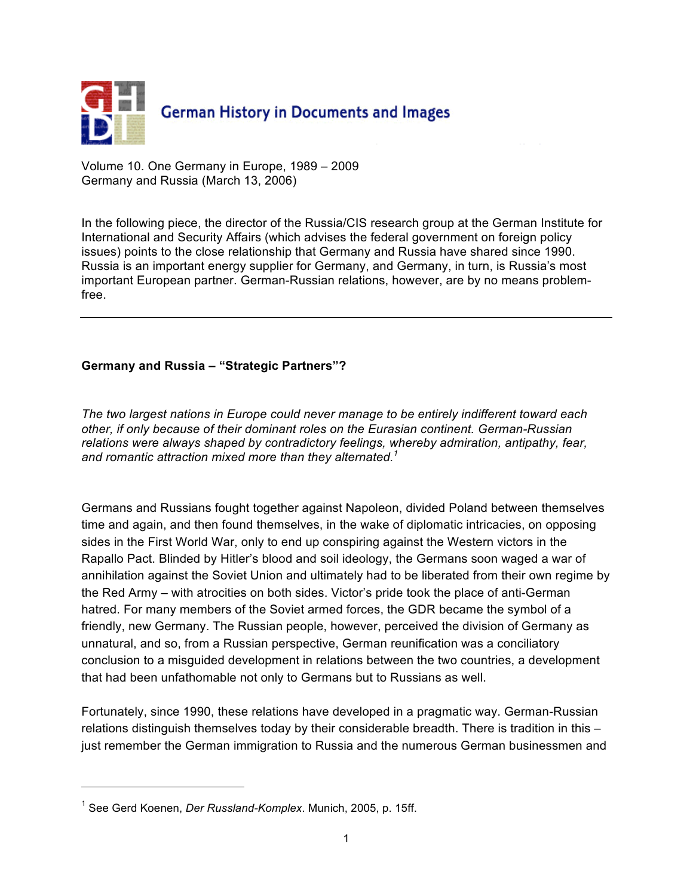Volume 10. One Germany in Europe, 1989 – 2009
Germany and Russia (March 13, 2006)

In the following piece, the director of the Russia/CIS research group at the German Institute for International and Security Affairs (which advises the federal government on foreign policy issues) points to the close relationship that Germany and Russia have shared since 1990. Russia is an important energy supplier for Germany, and Germany, in turn, is Russia's most important European partner. German-Russian relations, however, are by no means problem-free.

---

**Germany and Russia – "Strategic Partners"?**

*The two largest nations in Europe could never manage to be entirely indifferent toward each other, if only because of their dominant roles on the Eurasian continent. German-Russian relations were always shaped by contradictory feelings, whereby admiration, antipathy, fear, and romantic attraction mixed more than they alternated.*[1]

Germans and Russians fought together against Napoleon, divided Poland between themselves time and again, and then found themselves, in the wake of diplomatic intricacies, on opposing sides in the First World War, only to end up conspiring against the Western victors in the Rapallo Pact. Blinded by Hitler's blood and soil ideology, the Germans soon waged a war of annihilation against the Soviet Union and ultimately had to be liberated from their own regime by the Red Army – with atrocities on both sides. Victor's pride took the place of anti-German hatred. For many members of the Soviet armed forces, the GDR became the symbol of a friendly, new Germany. The Russian people, however, perceived the division of Germany as unnatural, and so, from a Russian perspective, German reunification was a conciliatory conclusion to a misguided development in relations between the two countries, a development that had been unfathomable not only to Germans but to Russians as well.

Fortunately, since 1990, these relations have developed in a pragmatic way. German-Russian relations distinguish themselves today by their considerable breadth. There is tradition in this – just remember the German immigration to Russia and the numerous German businessmen and

---

[1] See Gerd Koenen, *Der Russland-Komplex*. Munich, 2005, p. 15ff.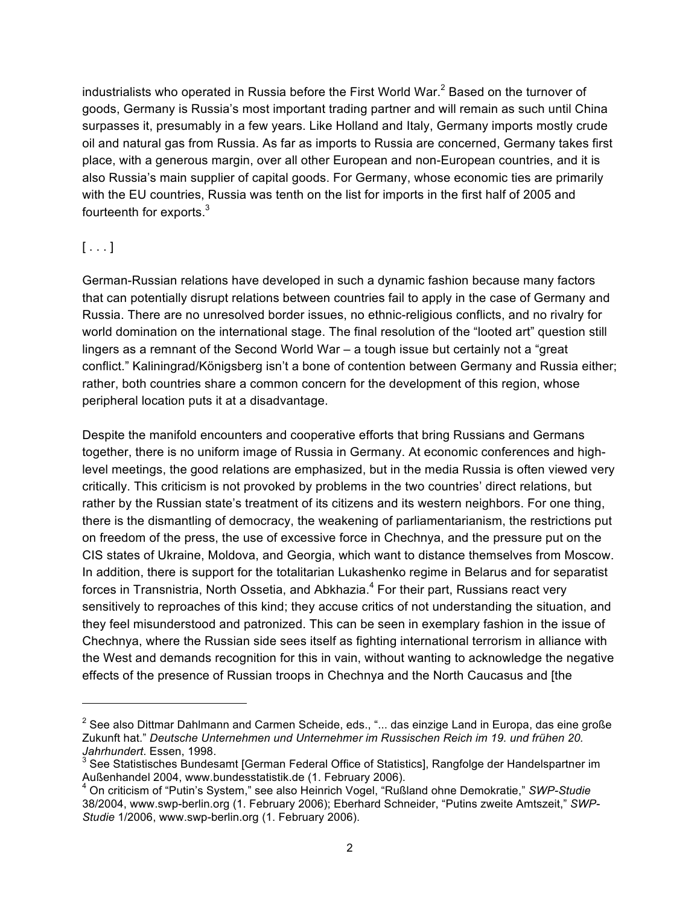industrialists who operated in Russia before the First World War.[2] Based on the turnover of goods, Germany is Russia's most important trading partner and will remain as such until China surpasses it, presumably in a few years. Like Holland and Italy, Germany imports mostly crude oil and natural gas from Russia. As far as imports to Russia are concerned, Germany takes first place, with a generous margin, over all other European and non-European countries, and it is also Russia's main supplier of capital goods. For Germany, whose economic ties are primarily with the EU countries, Russia was tenth on the list for imports in the first half of 2005 and fourteenth for exports.[3]

[ . . . ]

German-Russian relations have developed in such a dynamic fashion because many factors that can potentially disrupt relations between countries fail to apply in the case of Germany and Russia. There are no unresolved border issues, no ethnic-religious conflicts, and no rivalry for world domination on the international stage. The final resolution of the "looted art" question still lingers as a remnant of the Second World War – a tough issue but certainly not a "great conflict." Kaliningrad/Königsberg isn't a bone of contention between Germany and Russia either; rather, both countries share a common concern for the development of this region, whose peripheral location puts it at a disadvantage.

Despite the manifold encounters and cooperative efforts that bring Russians and Germans together, there is no uniform image of Russia in Germany. At economic conferences and high-level meetings, the good relations are emphasized, but in the media Russia is often viewed very critically. This criticism is not provoked by problems in the two countries' direct relations, but rather by the Russian state's treatment of its citizens and its western neighbors. For one thing, there is the dismantling of democracy, the weakening of parliamentarianism, the restrictions put on freedom of the press, the use of excessive force in Chechnya, and the pressure put on the CIS states of Ukraine, Moldova, and Georgia, which want to distance themselves from Moscow. In addition, there is support for the totalitarian Lukashenko regime in Belarus and for separatist forces in Transnistria, North Ossetia, and Abkhazia.[4] For their part, Russians react very sensitively to reproaches of this kind; they accuse critics of not understanding the situation, and they feel misunderstood and patronized. This can be seen in exemplary fashion in the issue of Chechnya, where the Russian side sees itself as fighting international terrorism in alliance with the West and demands recognition for this in vain, without wanting to acknowledge the negative effects of the presence of Russian troops in Chechnya and the North Caucasus and [the

---

[2] See also Dittmar Dahlmann and Carmen Scheide, eds., "... das einzige Land in Europa, das eine große Zukunft hat." *Deutsche Unternehmen und Unternehmer im Russischen Reich im 19. und frühen 20. Jahrhundert*. Essen, 1998.

[3] See Statistisches Bundesamt [German Federal Office of Statistics], Rangfolge der Handelspartner im Außenhandel 2004, www.bundesstatistik.de (1. February 2006).

[4] On criticism of "Putin's System," see also Heinrich Vogel, "Rußland ohne Demokratie," *SWP-Studie* 38/2004, www.swp-berlin.org (1. February 2006); Eberhard Schneider, "Putins zweite Amtszeit," *SWP-Studie* 1/2006, www.swp-berlin.org (1. February 2006).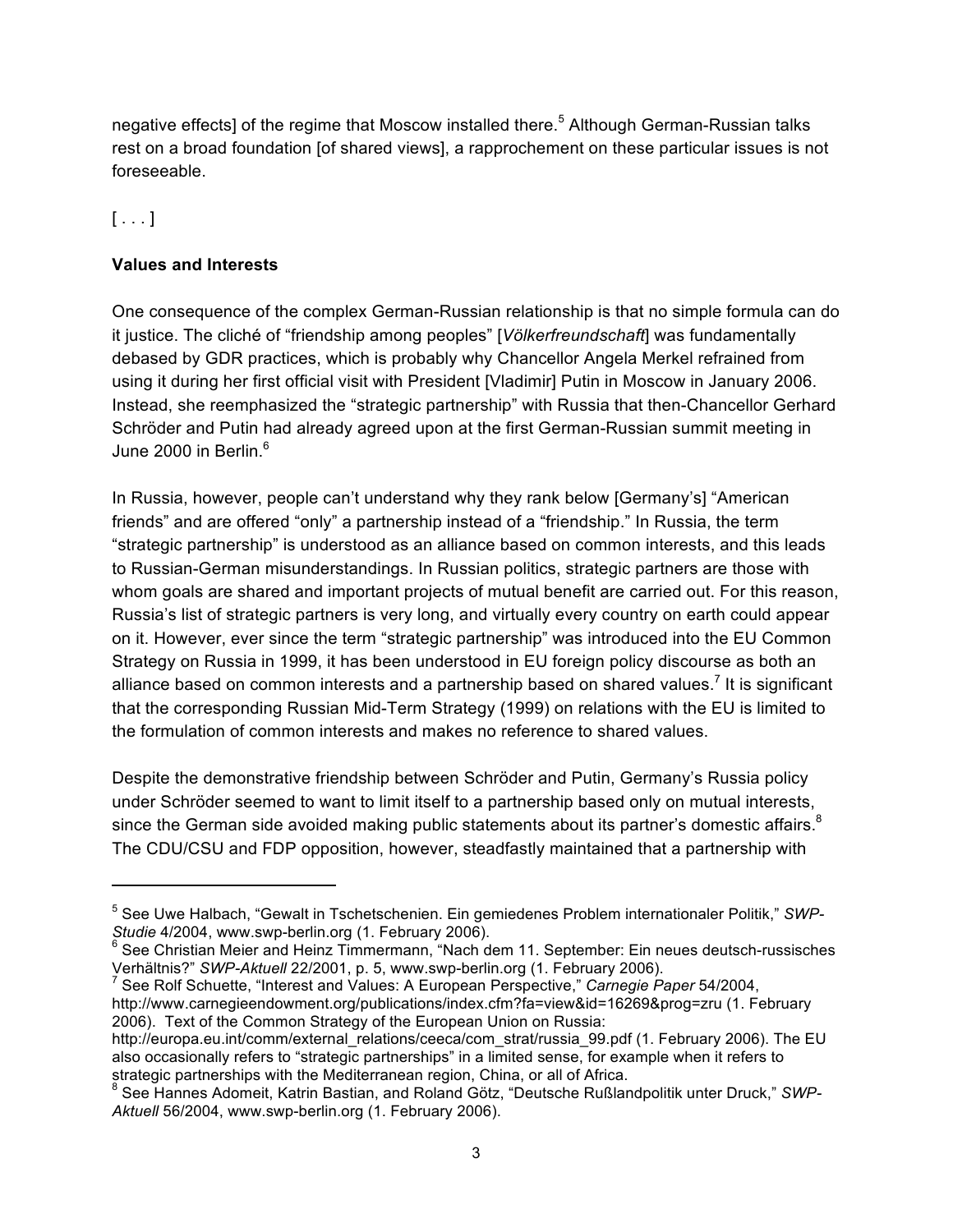negative effects] of the regime that Moscow installed there.[5] Although German-Russian talks rest on a broad foundation [of shared views], a rapprochement on these particular issues is not foreseeable.

[ . . . ]

**Values and Interests**

One consequence of the complex German-Russian relationship is that no simple formula can do it justice. The cliché of "friendship among peoples" [*Völkerfreundschaft*] was fundamentally debased by GDR practices, which is probably why Chancellor Angela Merkel refrained from using it during her first official visit with President [Vladimir] Putin in Moscow in January 2006. Instead, she reemphasized the "strategic partnership" with Russia that then-Chancellor Gerhard Schröder and Putin had already agreed upon at the first German-Russian summit meeting in June 2000 in Berlin.[6]

In Russia, however, people can't understand why they rank below [Germany's] "American friends" and are offered "only" a partnership instead of a "friendship." In Russia, the term "strategic partnership" is understood as an alliance based on common interests, and this leads to Russian-German misunderstandings. In Russian politics, strategic partners are those with whom goals are shared and important projects of mutual benefit are carried out. For this reason, Russia's list of strategic partners is very long, and virtually every country on earth could appear on it. However, ever since the term "strategic partnership" was introduced into the EU Common Strategy on Russia in 1999, it has been understood in EU foreign policy discourse as both an alliance based on common interests and a partnership based on shared values.[7] It is significant that the corresponding Russian Mid-Term Strategy (1999) on relations with the EU is limited to the formulation of common interests and makes no reference to shared values.

Despite the demonstrative friendship between Schröder and Putin, Germany's Russia policy under Schröder seemed to want to limit itself to a partnership based only on mutual interests, since the German side avoided making public statements about its partner's domestic affairs.[8] The CDU/CSU and FDP opposition, however, steadfastly maintained that a partnership with

---

[5] See Uwe Halbach, "Gewalt in Tschetschenien. Ein gemiedenes Problem internationaler Politik," *SWP-Studie* 4/2004, www.swp-berlin.org (1. February 2006).

[6] See Christian Meier and Heinz Timmermann, "Nach dem 11. September: Ein neues deutsch-russisches Verhältnis?" *SWP-Aktuell* 22/2001, p. 5, www.swp-berlin.org (1. February 2006).

[7] See Rolf Schuette, "Interest and Values: A European Perspective," *Carnegie Paper* 54/2004, http://www.carnegieendowment.org/publications/index.cfm?fa=view&id=16269&prog=zru (1. February 2006). Text of the Common Strategy of the European Union on Russia: http://europa.eu.int/comm/external_relations/ceeca/com_strat/russia_99.pdf (1. February 2006). The EU also occasionally refers to "strategic partnerships" in a limited sense, for example when it refers to strategic partnerships with the Mediterranean region, China, or all of Africa.

[8] See Hannes Adomeit, Katrin Bastian, and Roland Götz, "Deutsche Rußlandpolitik unter Druck," *SWP-Aktuell* 56/2004, www.swp-berlin.org (1. February 2006).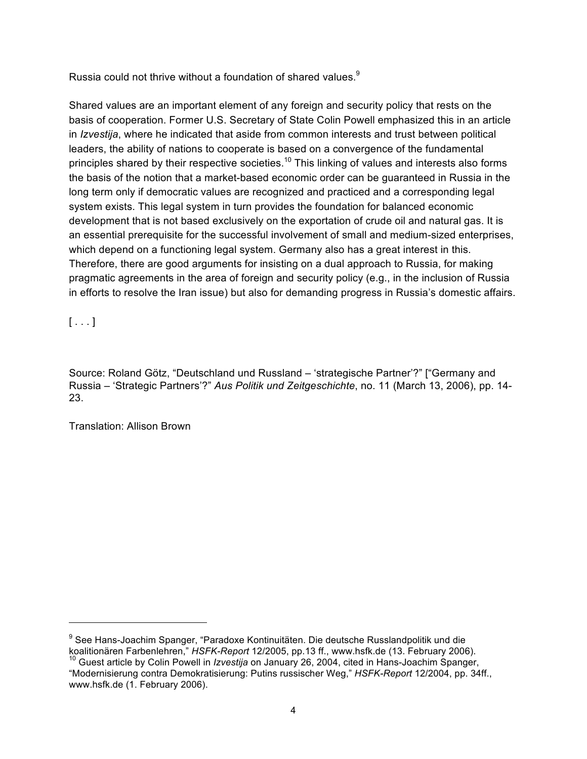Russia could not thrive without a foundation of shared values.[9]

Shared values are an important element of any foreign and security policy that rests on the basis of cooperation. Former U.S. Secretary of State Colin Powell emphasized this in an article in *Izvestija*, where he indicated that aside from common interests and trust between political leaders, the ability of nations to cooperate is based on a convergence of the fundamental principles shared by their respective societies.[10] This linking of values and interests also forms the basis of the notion that a market-based economic order can be guaranteed in Russia in the long term only if democratic values are recognized and practiced and a corresponding legal system exists. This legal system in turn provides the foundation for balanced economic development that is not based exclusively on the exportation of crude oil and natural gas. It is an essential prerequisite for the successful involvement of small and medium-sized enterprises, which depend on a functioning legal system. Germany also has a great interest in this. Therefore, there are good arguments for insisting on a dual approach to Russia, for making pragmatic agreements in the area of foreign and security policy (e.g., in the inclusion of Russia in efforts to resolve the Iran issue) but also for demanding progress in Russia's domestic affairs.

[ . . . ]

Source: Roland Götz, "Deutschland und Russland – 'strategische Partner'?" ["Germany and Russia – 'Strategic Partners'?" *Aus Politik und Zeitgeschichte*, no. 11 (March 13, 2006), pp. 14-23.

Translation: Allison Brown

---

[9] See Hans-Joachim Spanger, "Paradoxe Kontinuitäten. Die deutsche Russlandpolitik und die koalitionären Farbenlehren," *HSFK-Report* 12/2005, pp.13 ff., www.hsfk.de (13. February 2006).

[10] Guest article by Colin Powell in *Izvestija* on January 26, 2004, cited in Hans-Joachim Spanger, "Modernisierung contra Demokratisierung: Putins russischer Weg," *HSFK-Report* 12/2004, pp. 34ff., www.hsfk.de (1. February 2006).